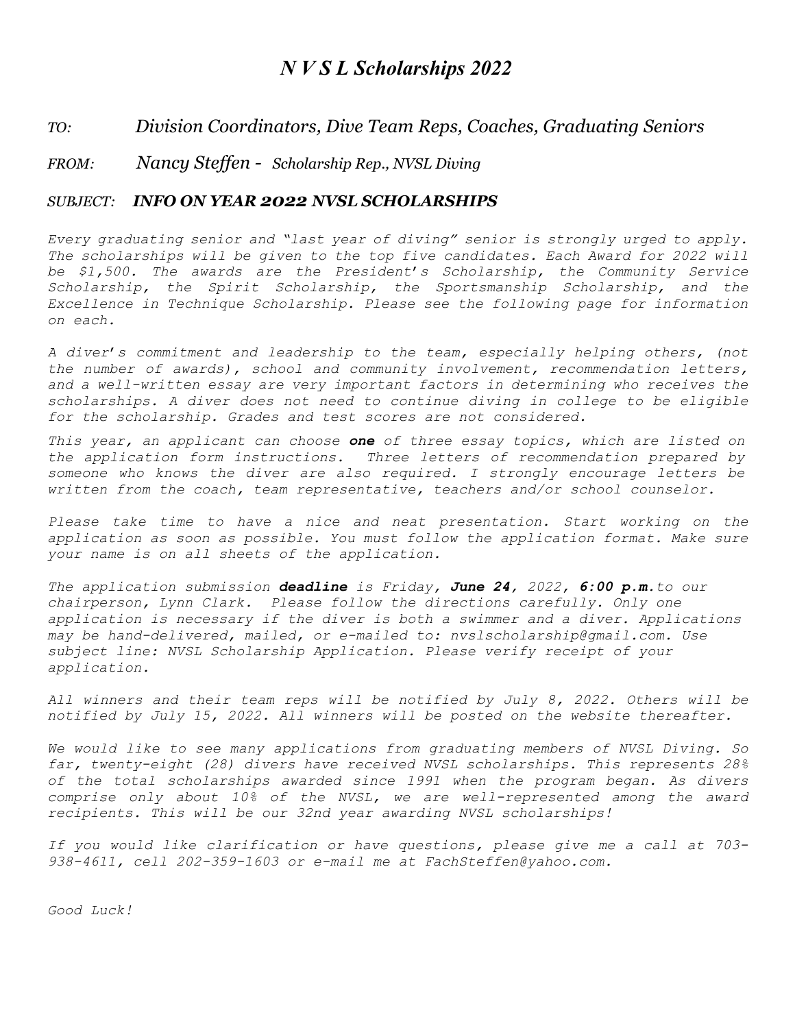# *N V S L Scholarships 2022*

*TO:* *Division Coordinators, Dive Team Reps, Coaches, Graduating Seniors*

*FROM:* *Nancy Steffen - Scholarship Rep., NVSL Diving*

***SUBJECT: INFO ON YEAR 2022 NVSL SCHOLARSHIPS***

*Every graduating senior and "last year of diving" senior is strongly urged to apply. The scholarships will be given to the top five candidates. Each Award for 2022 will be $1,500. The awards are the President's Scholarship, the Community Service Scholarship, the Spirit Scholarship, the Sportsmanship Scholarship, and the Excellence in Technique Scholarship. Please see the following page for information on each.*

*A diver's commitment and leadership to the team, especially helping others, (not the number of awards), school and community involvement, recommendation letters, and a well-written essay are very important factors in determining who receives the scholarships. A diver does not need to continue diving in college to be eligible for the scholarship. Grades and test scores are not considered.*

*This year, an applicant can choose* ***one*** *of three essay topics, which are listed on the application form instructions. Three letters of recommendation prepared by someone who knows the diver are also required. I strongly encourage letters be written from the coach, team representative, teachers and/or school counselor.*

*Please take time to have a nice and neat presentation. Start working on the application as soon as possible. You must follow the application format. Make sure your name is on all sheets of the application.*

*The application submission* ***deadline*** *is Friday,* ***June 24****, 2022,* ***6:00 p.m.*** *to our chairperson, Lynn Clark. Please follow the directions carefully. Only one application is necessary if the diver is both a swimmer and a diver. Applications may be hand-delivered, mailed, or e-mailed to: nvslscholarship@gmail.com. Use subject line: NVSL Scholarship Application. Please verify receipt of your application.*

*All winners and their team reps will be notified by July 8, 2022. Others will be notified by July 15, 2022. All winners will be posted on the website thereafter.*

*We would like to see many applications from graduating members of NVSL Diving. So far, twenty-eight (28) divers have received NVSL scholarships. This represents 28% of the total scholarships awarded since 1991 when the program began. As divers comprise only about 10% of the NVSL, we are well-represented among the award recipients. This will be our 32nd year awarding NVSL scholarships!*

*If you would like clarification or have questions, please give me a call at 703-938-4611, cell 202-359-1603 or e-mail me at FachSteffen@yahoo.com.*

*Good Luck!*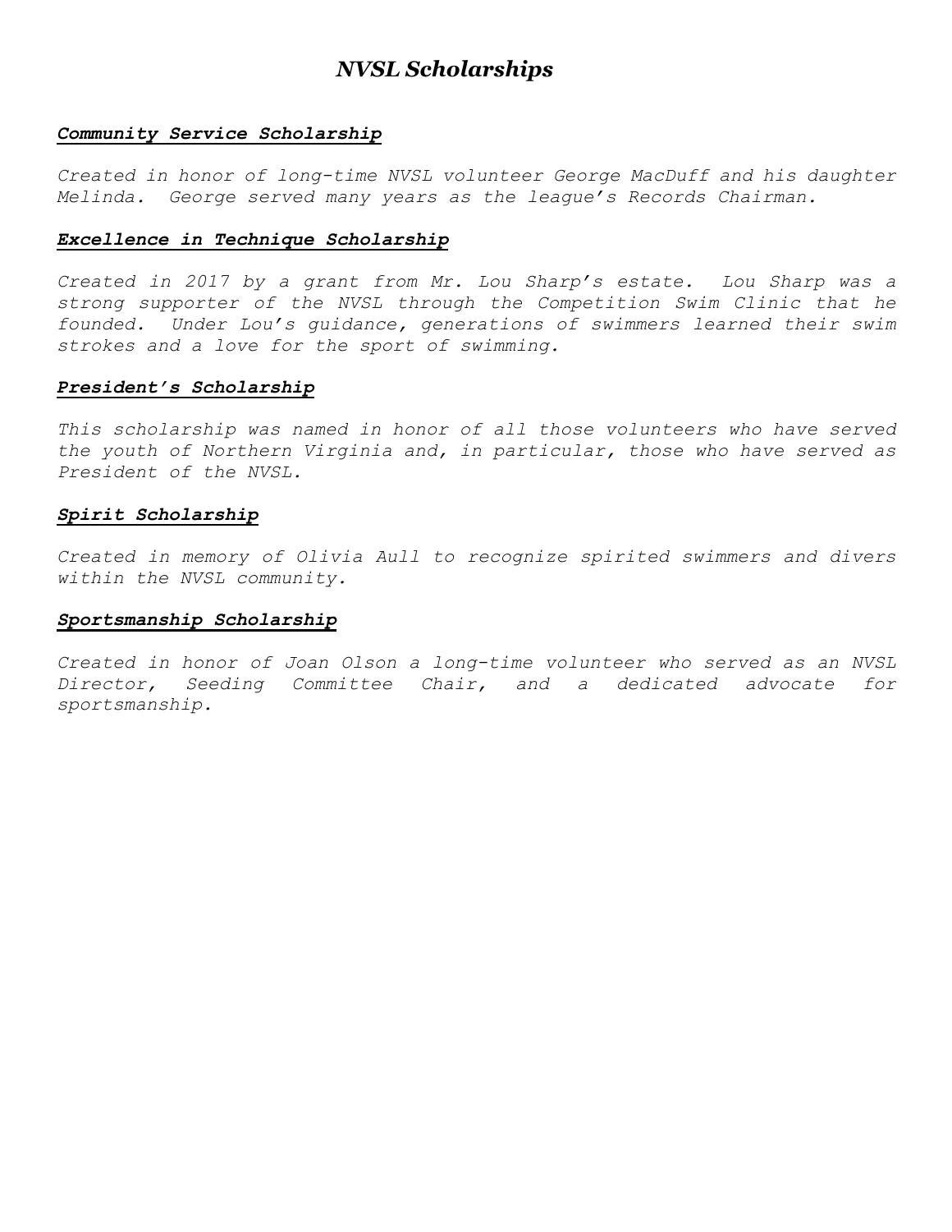# *NVSL Scholarships*

## ***Community Service Scholarship***

*Created in honor of long-time NVSL volunteer George MacDuff and his daughter Melinda. George served many years as the league's Records Chairman.*

## ***Excellence in Technique Scholarship***

*Created in 2017 by a grant from Mr. Lou Sharp's estate. Lou Sharp was a strong supporter of the NVSL through the Competition Swim Clinic that he founded. Under Lou's guidance, generations of swimmers learned their swim strokes and a love for the sport of swimming.*

## ***President's Scholarship***

*This scholarship was named in honor of all those volunteers who have served the youth of Northern Virginia and, in particular, those who have served as President of the NVSL.*

## ***Spirit Scholarship***

*Created in memory of Olivia Aull to recognize spirited swimmers and divers within the NVSL community.*

## ***Sportsmanship Scholarship***

*Created in honor of Joan Olson a long-time volunteer who served as an NVSL Director, Seeding Committee Chair, and a dedicated advocate for sportsmanship.*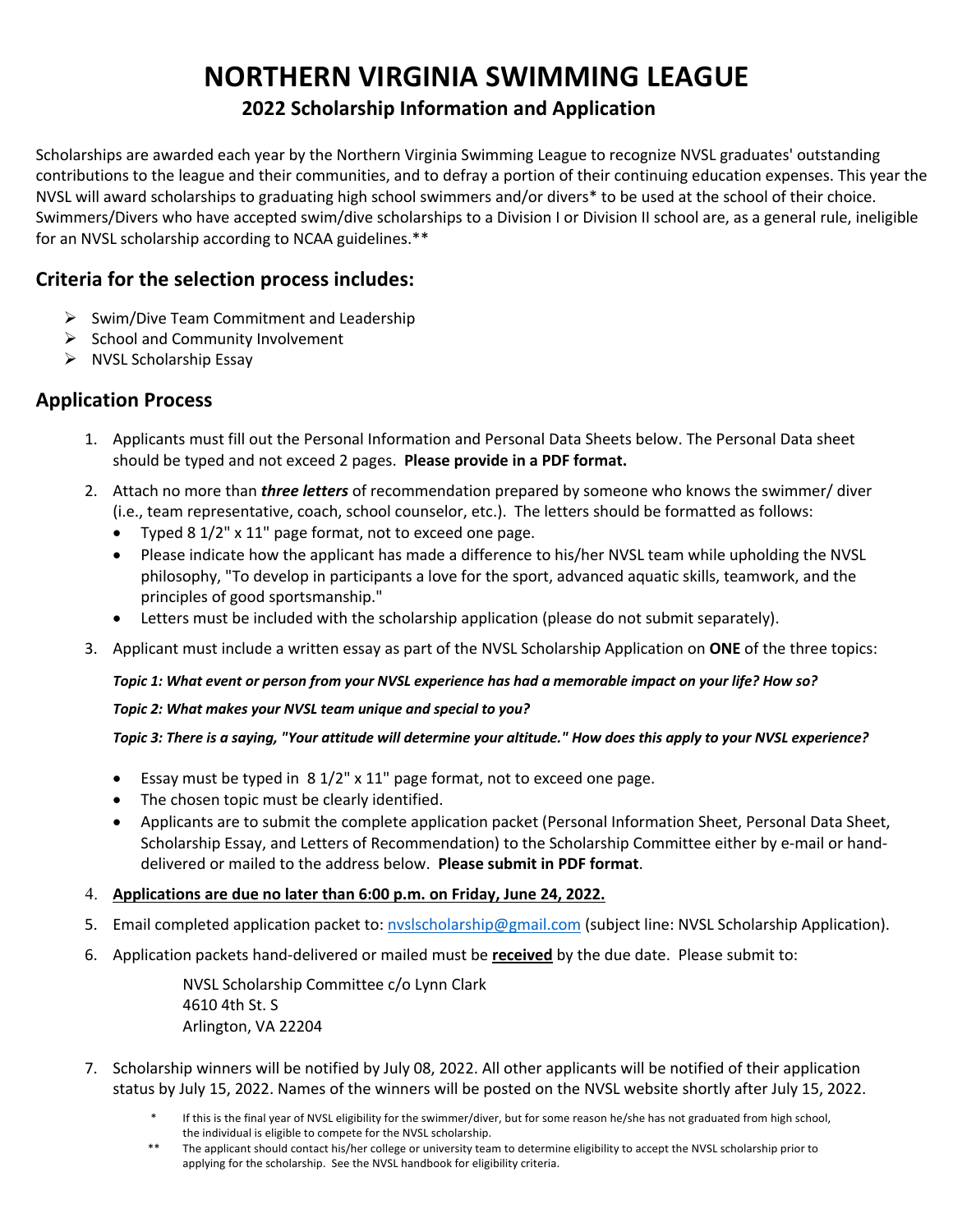# NORTHERN VIRGINIA SWIMMING LEAGUE

## 2022 Scholarship Information and Application

Scholarships are awarded each year by the Northern Virginia Swimming League to recognize NVSL graduates' outstanding contributions to the league and their communities, and to defray a portion of their continuing education expenses. This year the NVSL will award scholarships to graduating high school swimmers and/or divers* to be used at the school of their choice. Swimmers/Divers who have accepted swim/dive scholarships to a Division I or Division II school are, as a general rule, ineligible for an NVSL scholarship according to NCAA guidelines.**

## Criteria for the selection process includes:

- Swim/Dive Team Commitment and Leadership
- School and Community Involvement
- NVSL Scholarship Essay

## Application Process

1. Applicants must fill out the Personal Information and Personal Data Sheets below. The Personal Data sheet should be typed and not exceed 2 pages. **Please provide in a PDF format.**
2. Attach no more than ***three letters*** of recommendation prepared by someone who knows the swimmer/ diver (i.e., team representative, coach, school counselor, etc.). The letters should be formatted as follows:
   - Typed 8 1/2" x 11" page format, not to exceed one page.
   - Please indicate how the applicant has made a difference to his/her NVSL team while upholding the NVSL philosophy, "To develop in participants a love for the sport, advanced aquatic skills, teamwork, and the principles of good sportsmanship."
   - Letters must be included with the scholarship application (please do not submit separately).
3. Applicant must include a written essay as part of the NVSL Scholarship Application on **ONE** of the three topics:

   ***Topic 1: What event or person from your NVSL experience has had a memorable impact on your life? How so?***

   ***Topic 2: What makes your NVSL team unique and special to you?***

   ***Topic 3: There is a saying, "Your attitude will determine your altitude." How does this apply to your NVSL experience?***

   - Essay must be typed in 8 1/2" x 11" page format, not to exceed one page.
   - The chosen topic must be clearly identified.
   - Applicants are to submit the complete application packet (Personal Information Sheet, Personal Data Sheet, Scholarship Essay, and Letters of Recommendation) to the Scholarship Committee either by e-mail or hand-delivered or mailed to the address below. **Please submit in PDF format**.
4. **Applications are due no later than 6:00 p.m. on Friday, June 24, 2022.**
5. Email completed application packet to: nvslscholarship@gmail.com (subject line: NVSL Scholarship Application).
6. Application packets hand-delivered or mailed must be **received** by the due date. Please submit to:

   NVSL Scholarship Committee c/o Lynn Clark
   4610 4th St. S
   Arlington, VA 22204

7. Scholarship winners will be notified by July 08, 2022. All other applicants will be notified of their application status by July 15, 2022. Names of the winners will be posted on the NVSL website shortly after July 15, 2022.

\* If this is the final year of NVSL eligibility for the swimmer/diver, but for some reason he/she has not graduated from high school, the individual is eligible to compete for the NVSL scholarship.

\** The applicant should contact his/her college or university team to determine eligibility to accept the NVSL scholarship prior to applying for the scholarship. See the NVSL handbook for eligibility criteria.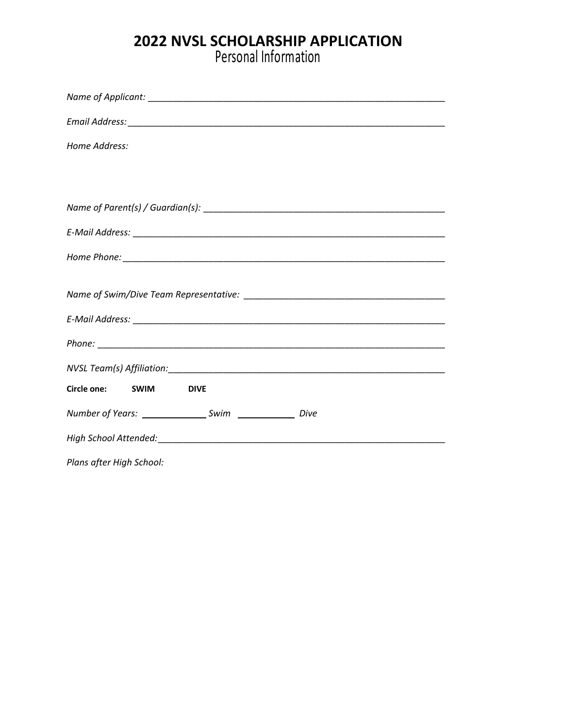# 2022 NVSL SCHOLARSHIP APPLICATION

## Personal Information

*Name of Applicant:* ______________________________________________________________

*Email Address:* ______________________________________________________________

*Home Address:*

*Name of Parent(s) / Guardian(s):* _______________________________________________

*E-Mail Address:* ______________________________________________________________

*Home Phone:* ______________________________________________________________

*Name of Swim/Dive Team Representative:* _______________________________________

*E-Mail Address:* ______________________________________________________________

*Phone:* ______________________________________________________________

*NVSL Team(s) Affiliation:* _______________________________________________________

**Circle one: SWIM DIVE**

*Number of Years:* ____________ *Swim* ____________ *Dive*

*High School Attended:* _________________________________________________________

*Plans after High School:*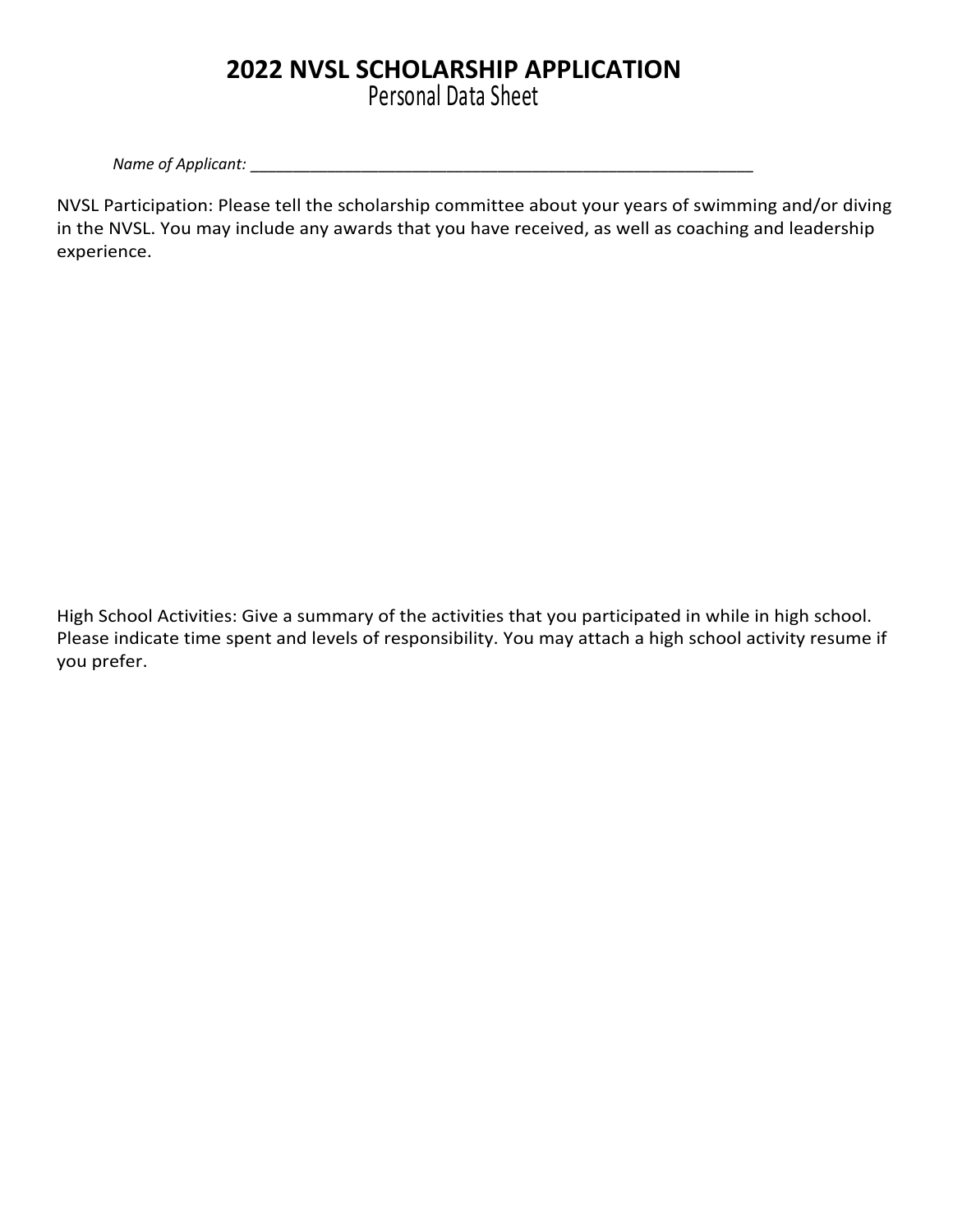# 2022 NVSL SCHOLARSHIP APPLICATION

## Personal Data Sheet

*Name of Applicant:* ___________________________________________________________

NVSL Participation: Please tell the scholarship committee about your years of swimming and/or diving in the NVSL. You may include any awards that you have received, as well as coaching and leadership experience.

High School Activities: Give a summary of the activities that you participated in while in high school. Please indicate time spent and levels of responsibility. You may attach a high school activity resume if you prefer.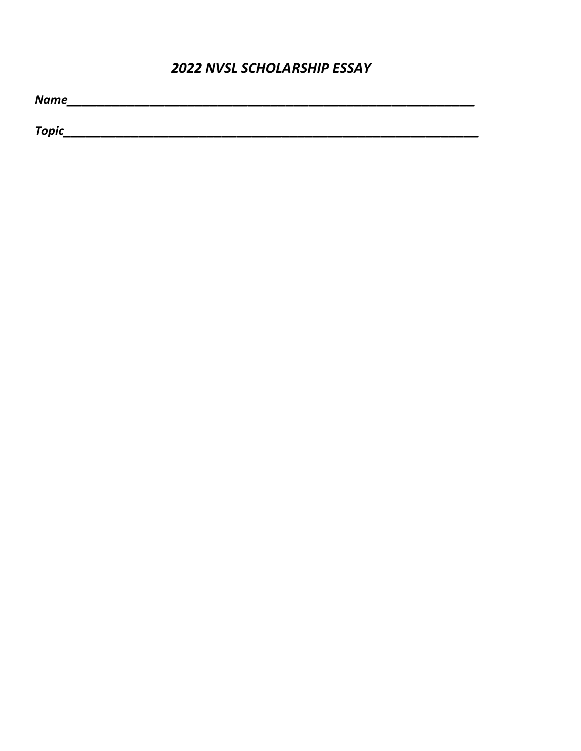# *2022 NVSL SCHOLARSHIP ESSAY*

***Name***_________________________________________________________________

***Topic***_________________________________________________________________